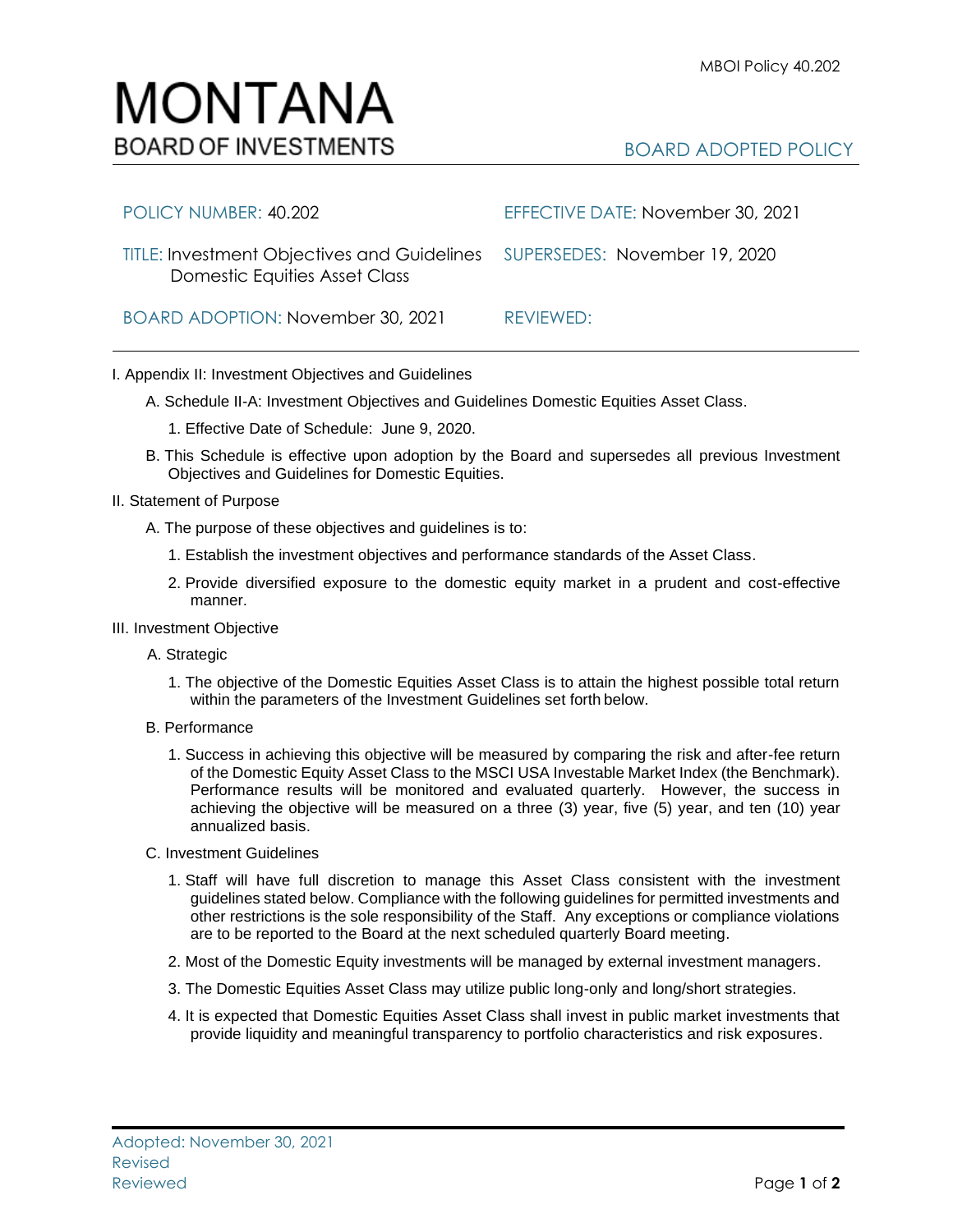# MONTANA
## BOARD OF INVESTMENTS

BOARD ADOPTED POLICY

| | |
|---|---|
| POLICY NUMBER: 40.202 | EFFECTIVE DATE: November 30, 2021 |
| TITLE: Investment Objectives and Guidelines Domestic Equities Asset Class | SUPERSEDES: November 19, 2020 |
| BOARD ADOPTION: November 30, 2021 | REVIEWED: |

I. Appendix II: Investment Objectives and Guidelines

A. Schedule II-A: Investment Objectives and Guidelines Domestic Equities Asset Class.

1. Effective Date of Schedule: June 9, 2020.

B. This Schedule is effective upon adoption by the Board and supersedes all previous Investment Objectives and Guidelines for Domestic Equities.

II. Statement of Purpose

A. The purpose of these objectives and guidelines is to:

1. Establish the investment objectives and performance standards of the Asset Class.

2. Provide diversified exposure to the domestic equity market in a prudent and cost-effective manner.

III. Investment Objective

A. Strategic

1. The objective of the Domestic Equities Asset Class is to attain the highest possible total return within the parameters of the Investment Guidelines set forth below.

B. Performance

1. Success in achieving this objective will be measured by comparing the risk and after-fee return of the Domestic Equity Asset Class to the MSCI USA Investable Market Index (the Benchmark). Performance results will be monitored and evaluated quarterly. However, the success in achieving the objective will be measured on a three (3) year, five (5) year, and ten (10) year annualized basis.

C. Investment Guidelines

1. Staff will have full discretion to manage this Asset Class consistent with the investment guidelines stated below. Compliance with the following guidelines for permitted investments and other restrictions is the sole responsibility of the Staff. Any exceptions or compliance violations are to be reported to the Board at the next scheduled quarterly Board meeting.

2. Most of the Domestic Equity investments will be managed by external investment managers.

3. The Domestic Equities Asset Class may utilize public long-only and long/short strategies.

4. It is expected that Domestic Equities Asset Class shall invest in public market investments that provide liquidity and meaningful transparency to portfolio characteristics and risk exposures.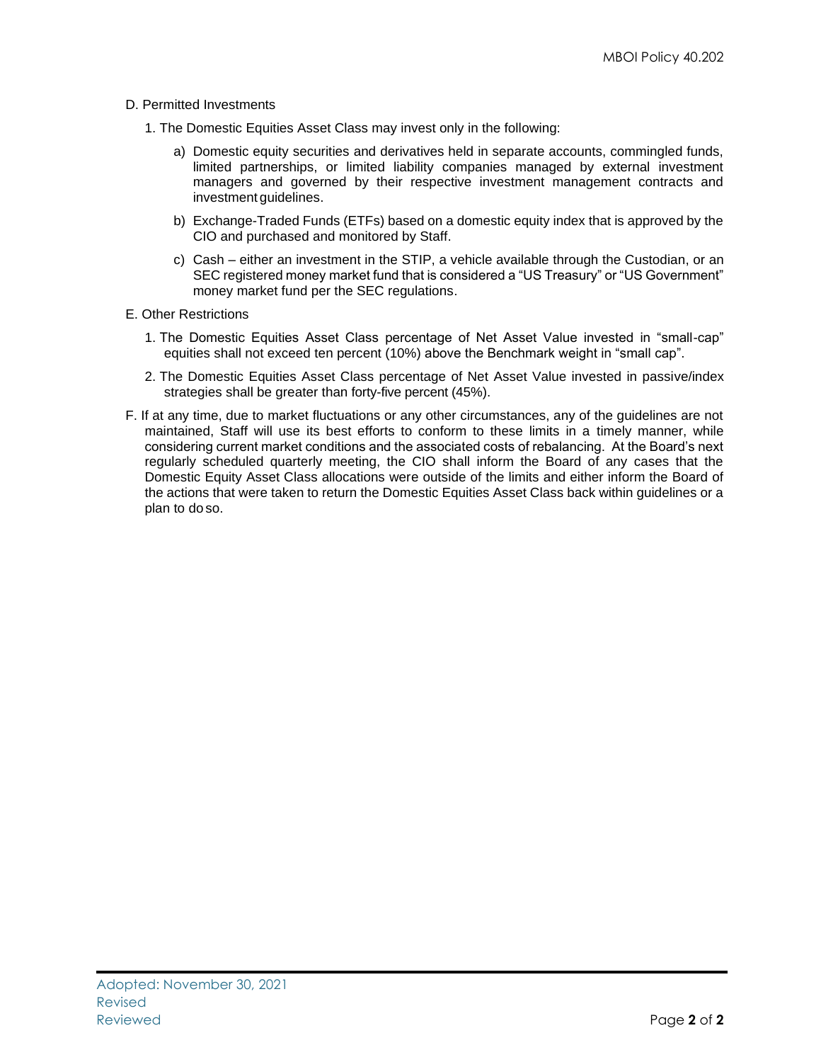D. Permitted Investments

1. The Domestic Equities Asset Class may invest only in the following:

   a) Domestic equity securities and derivatives held in separate accounts, commingled funds, limited partnerships, or limited liability companies managed by external investment managers and governed by their respective investment management contracts and investment guidelines.

   b) Exchange-Traded Funds (ETFs) based on a domestic equity index that is approved by the CIO and purchased and monitored by Staff.

   c) Cash – either an investment in the STIP, a vehicle available through the Custodian, or an SEC registered money market fund that is considered a "US Treasury" or "US Government" money market fund per the SEC regulations.

E. Other Restrictions

1. The Domestic Equities Asset Class percentage of Net Asset Value invested in "small-cap" equities shall not exceed ten percent (10%) above the Benchmark weight in "small cap".

2. The Domestic Equities Asset Class percentage of Net Asset Value invested in passive/index strategies shall be greater than forty-five percent (45%).

F. If at any time, due to market fluctuations or any other circumstances, any of the guidelines are not maintained, Staff will use its best efforts to conform to these limits in a timely manner, while considering current market conditions and the associated costs of rebalancing. At the Board's next regularly scheduled quarterly meeting, the CIO shall inform the Board of any cases that the Domestic Equity Asset Class allocations were outside of the limits and either inform the Board of the actions that were taken to return the Domestic Equities Asset Class back within guidelines or a plan to do so.

Adopted: November 30, 2021
Revised
Reviewed